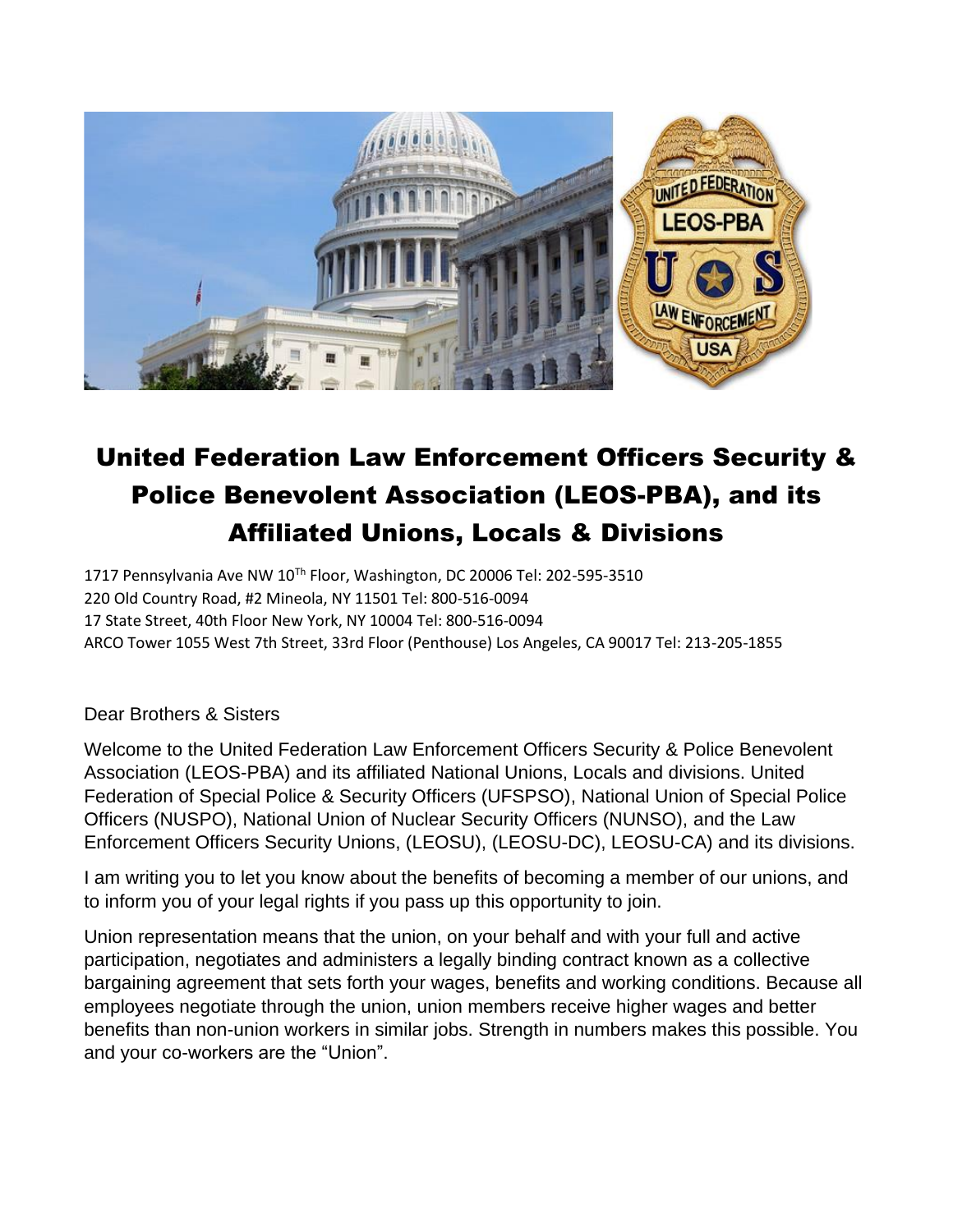# United Federation Law Enforcement Officers Security & Police Benevolent Association (LEOS-PBA), and its Affiliated Unions, Locals & Divisions

1717 Pennsylvania Ave NW 10Th Floor, Washington, DC 20006 Tel: 202-595-3510
220 Old Country Road, #2 Mineola, NY 11501 Tel: 800-516-0094
17 State Street, 40th Floor New York, NY 10004 Tel: 800-516-0094
ARCO Tower 1055 West 7th Street, 33rd Floor (Penthouse) Los Angeles, CA 90017 Tel: 213-205-1855

Dear Brothers & Sisters

Welcome to the United Federation Law Enforcement Officers Security & Police Benevolent Association (LEOS-PBA) and its affiliated National Unions, Locals and divisions. United Federation of Special Police & Security Officers (UFSPSO), National Union of Special Police Officers (NUSPO), National Union of Nuclear Security Officers (NUNSO), and the Law Enforcement Officers Security Unions, (LEOSU), (LEOSU-DC), LEOSU-CA) and its divisions.

I am writing you to let you know about the benefits of becoming a member of our unions, and to inform you of your legal rights if you pass up this opportunity to join.

Union representation means that the union, on your behalf and with your full and active participation, negotiates and administers a legally binding contract known as a collective bargaining agreement that sets forth your wages, benefits and working conditions. Because all employees negotiate through the union, union members receive higher wages and better benefits than non-union workers in similar jobs. Strength in numbers makes this possible. You and your co-workers are the "Union".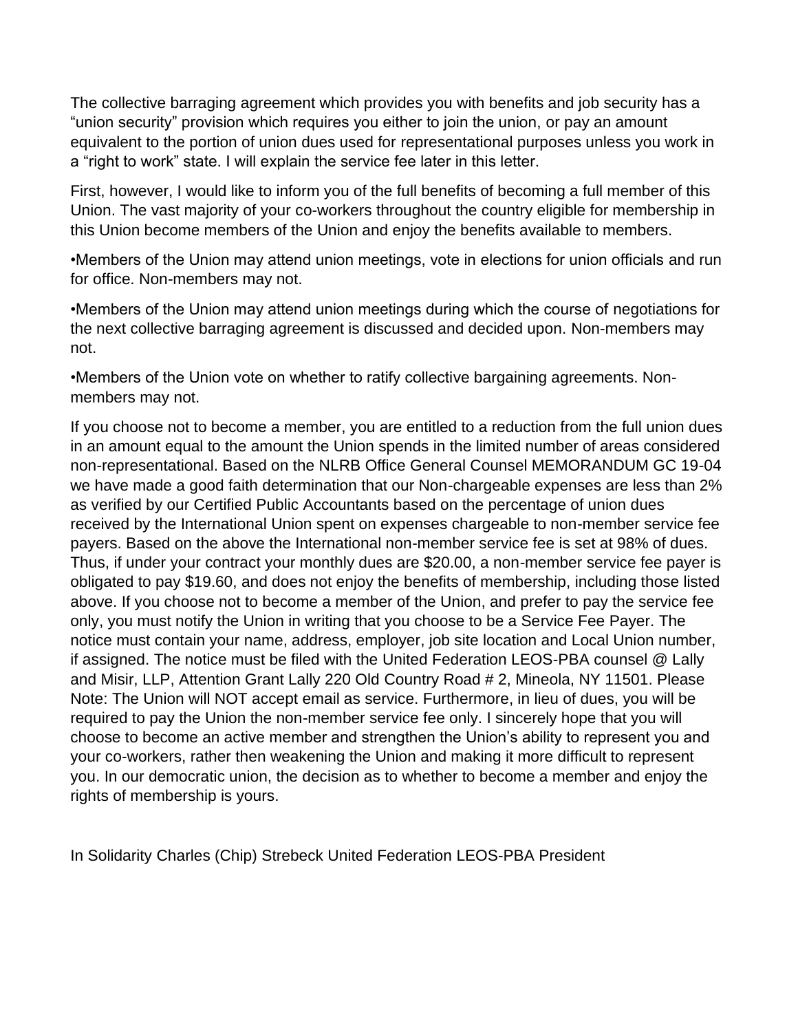The collective barraging agreement which provides you with benefits and job security has a "union security" provision which requires you either to join the union, or pay an amount equivalent to the portion of union dues used for representational purposes unless you work in a "right to work" state. I will explain the service fee later in this letter.

First, however, I would like to inform you of the full benefits of becoming a full member of this Union. The vast majority of your co-workers throughout the country eligible for membership in this Union become members of the Union and enjoy the benefits available to members.

•Members of the Union may attend union meetings, vote in elections for union officials and run for office. Non-members may not.

•Members of the Union may attend union meetings during which the course of negotiations for the next collective barraging agreement is discussed and decided upon. Non-members may not.

•Members of the Union vote on whether to ratify collective bargaining agreements. Non-members may not.

If you choose not to become a member, you are entitled to a reduction from the full union dues in an amount equal to the amount the Union spends in the limited number of areas considered non-representational. Based on the NLRB Office General Counsel MEMORANDUM GC 19-04 we have made a good faith determination that our Non-chargeable expenses are less than 2% as verified by our Certified Public Accountants based on the percentage of union dues received by the International Union spent on expenses chargeable to non-member service fee payers. Based on the above the International non-member service fee is set at 98% of dues. Thus, if under your contract your monthly dues are $20.00, a non-member service fee payer is obligated to pay $19.60, and does not enjoy the benefits of membership, including those listed above. If you choose not to become a member of the Union, and prefer to pay the service fee only, you must notify the Union in writing that you choose to be a Service Fee Payer. The notice must contain your name, address, employer, job site location and Local Union number, if assigned. The notice must be filed with the United Federation LEOS-PBA counsel @ Lally and Misir, LLP, Attention Grant Lally 220 Old Country Road # 2, Mineola, NY 11501. Please Note: The Union will NOT accept email as service. Furthermore, in lieu of dues, you will be required to pay the Union the non-member service fee only. I sincerely hope that you will choose to become an active member and strengthen the Union's ability to represent you and your co-workers, rather then weakening the Union and making it more difficult to represent you. In our democratic union, the decision as to whether to become a member and enjoy the rights of membership is yours.

In Solidarity Charles (Chip) Strebeck United Federation LEOS-PBA President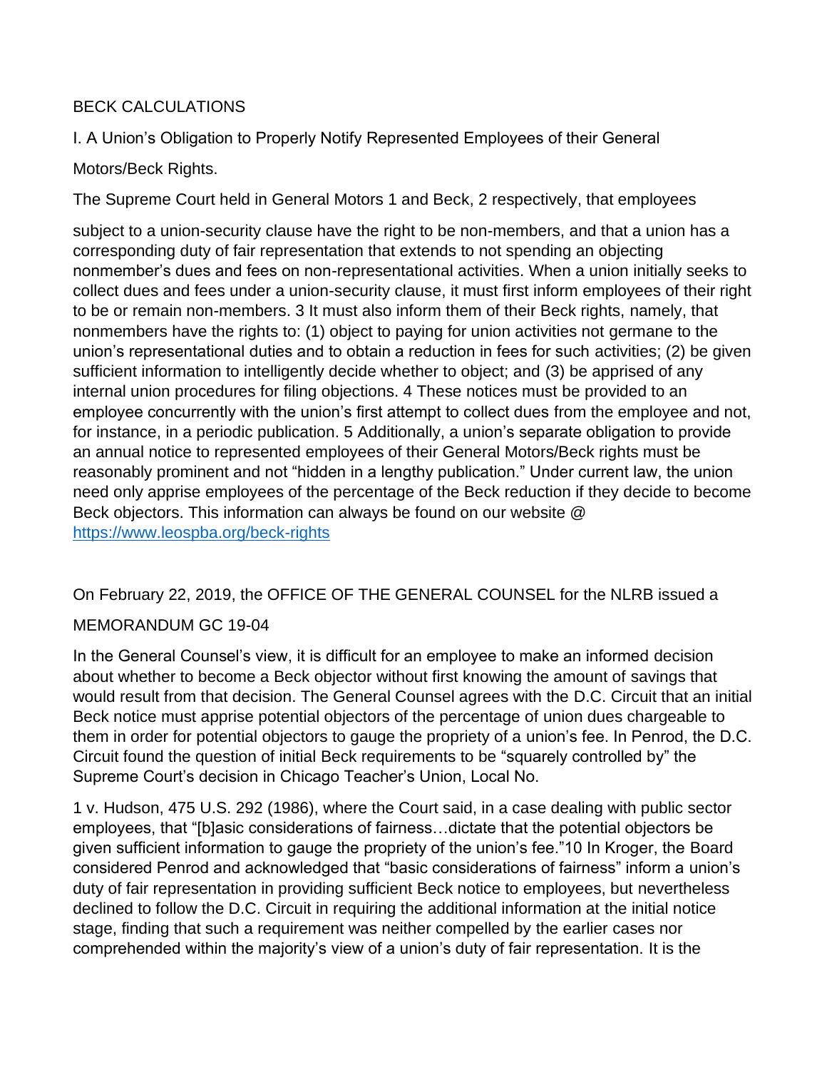BECK CALCULATIONS

I. A Union's Obligation to Properly Notify Represented Employees of their General

Motors/Beck Rights.

The Supreme Court held in General Motors 1 and Beck, 2 respectively, that employees

subject to a union-security clause have the right to be non-members, and that a union has a corresponding duty of fair representation that extends to not spending an objecting nonmember's dues and fees on non-representational activities. When a union initially seeks to collect dues and fees under a union-security clause, it must first inform employees of their right to be or remain non-members. 3 It must also inform them of their Beck rights, namely, that nonmembers have the rights to: (1) object to paying for union activities not germane to the union's representational duties and to obtain a reduction in fees for such activities; (2) be given sufficient information to intelligently decide whether to object; and (3) be apprised of any internal union procedures for filing objections. 4 These notices must be provided to an employee concurrently with the union's first attempt to collect dues from the employee and not, for instance, in a periodic publication. 5 Additionally, a union's separate obligation to provide an annual notice to represented employees of their General Motors/Beck rights must be reasonably prominent and not "hidden in a lengthy publication." Under current law, the union need only apprise employees of the percentage of the Beck reduction if they decide to become Beck objectors. This information can always be found on our website @ [https://www.leospba.org/beck-rights](https://www.leospba.org/beck-rights)

On February 22, 2019, the OFFICE OF THE GENERAL COUNSEL for the NLRB issued a

MEMORANDUM GC 19-04

In the General Counsel's view, it is difficult for an employee to make an informed decision about whether to become a Beck objector without first knowing the amount of savings that would result from that decision. The General Counsel agrees with the D.C. Circuit that an initial Beck notice must apprise potential objectors of the percentage of union dues chargeable to them in order for potential objectors to gauge the propriety of a union's fee. In Penrod, the D.C. Circuit found the question of initial Beck requirements to be "squarely controlled by" the Supreme Court's decision in Chicago Teacher's Union, Local No.

1 v. Hudson, 475 U.S. 292 (1986), where the Court said, in a case dealing with public sector employees, that "[b]asic considerations of fairness…dictate that the potential objectors be given sufficient information to gauge the propriety of the union's fee."10 In Kroger, the Board considered Penrod and acknowledged that "basic considerations of fairness" inform a union's duty of fair representation in providing sufficient Beck notice to employees, but nevertheless declined to follow the D.C. Circuit in requiring the additional information at the initial notice stage, finding that such a requirement was neither compelled by the earlier cases nor comprehended within the majority's view of a union's duty of fair representation. It is the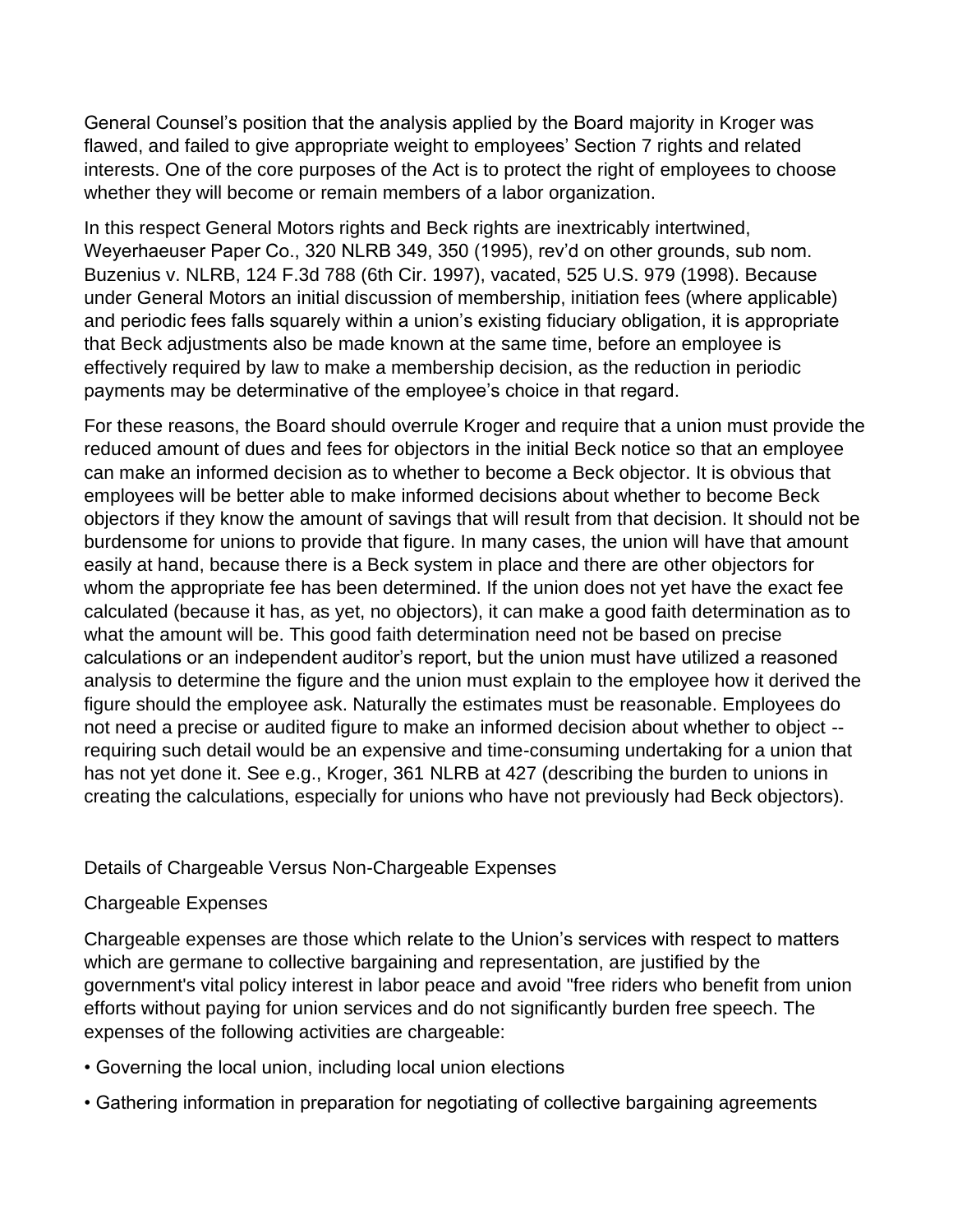General Counsel's position that the analysis applied by the Board majority in Kroger was flawed, and failed to give appropriate weight to employees' Section 7 rights and related interests. One of the core purposes of the Act is to protect the right of employees to choose whether they will become or remain members of a labor organization.

In this respect General Motors rights and Beck rights are inextricably intertwined, Weyerhaeuser Paper Co., 320 NLRB 349, 350 (1995), rev'd on other grounds, sub nom. Buzenius v. NLRB, 124 F.3d 788 (6th Cir. 1997), vacated, 525 U.S. 979 (1998). Because under General Motors an initial discussion of membership, initiation fees (where applicable) and periodic fees falls squarely within a union's existing fiduciary obligation, it is appropriate that Beck adjustments also be made known at the same time, before an employee is effectively required by law to make a membership decision, as the reduction in periodic payments may be determinative of the employee's choice in that regard.

For these reasons, the Board should overrule Kroger and require that a union must provide the reduced amount of dues and fees for objectors in the initial Beck notice so that an employee can make an informed decision as to whether to become a Beck objector. It is obvious that employees will be better able to make informed decisions about whether to become Beck objectors if they know the amount of savings that will result from that decision. It should not be burdensome for unions to provide that figure. In many cases, the union will have that amount easily at hand, because there is a Beck system in place and there are other objectors for whom the appropriate fee has been determined. If the union does not yet have the exact fee calculated (because it has, as yet, no objectors), it can make a good faith determination as to what the amount will be. This good faith determination need not be based on precise calculations or an independent auditor's report, but the union must have utilized a reasoned analysis to determine the figure and the union must explain to the employee how it derived the figure should the employee ask. Naturally the estimates must be reasonable. Employees do not need a precise or audited figure to make an informed decision about whether to object -- requiring such detail would be an expensive and time-consuming undertaking for a union that has not yet done it. See e.g., Kroger, 361 NLRB at 427 (describing the burden to unions in creating the calculations, especially for unions who have not previously had Beck objectors).

## Details of Chargeable Versus Non-Chargeable Expenses

### Chargeable Expenses

Chargeable expenses are those which relate to the Union's services with respect to matters which are germane to collective bargaining and representation, are justified by the government's vital policy interest in labor peace and avoid "free riders who benefit from union efforts without paying for union services and do not significantly burden free speech. The expenses of the following activities are chargeable:

- Governing the local union, including local union elections
- Gathering information in preparation for negotiating of collective bargaining agreements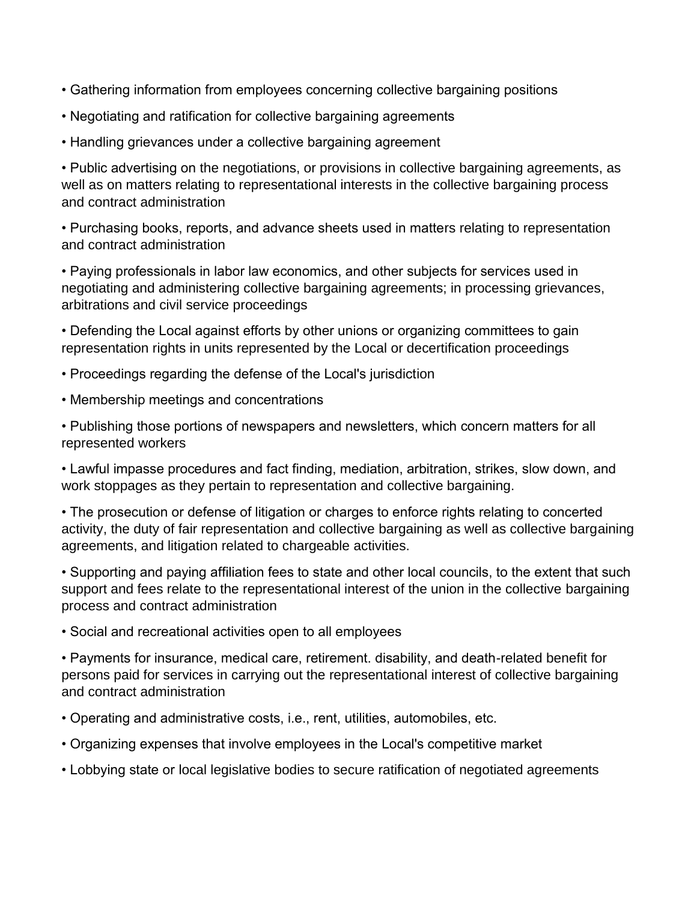- Gathering information from employees concerning collective bargaining positions
- Negotiating and ratification for collective bargaining agreements
- Handling grievances under a collective bargaining agreement
- Public advertising on the negotiations, or provisions in collective bargaining agreements, as well as on matters relating to representational interests in the collective bargaining process and contract administration
- Purchasing books, reports, and advance sheets used in matters relating to representation and contract administration
- Paying professionals in labor law economics, and other subjects for services used in negotiating and administering collective bargaining agreements; in processing grievances, arbitrations and civil service proceedings
- Defending the Local against efforts by other unions or organizing committees to gain representation rights in units represented by the Local or decertification proceedings
- Proceedings regarding the defense of the Local's jurisdiction
- Membership meetings and concentrations
- Publishing those portions of newspapers and newsletters, which concern matters for all represented workers
- Lawful impasse procedures and fact finding, mediation, arbitration, strikes, slow down, and work stoppages as they pertain to representation and collective bargaining.
- The prosecution or defense of litigation or charges to enforce rights relating to concerted activity, the duty of fair representation and collective bargaining as well as collective bargaining agreements, and litigation related to chargeable activities.
- Supporting and paying affiliation fees to state and other local councils, to the extent that such support and fees relate to the representational interest of the union in the collective bargaining process and contract administration
- Social and recreational activities open to all employees
- Payments for insurance, medical care, retirement. disability, and death-related benefit for persons paid for services in carrying out the representational interest of collective bargaining and contract administration
- Operating and administrative costs, i.e., rent, utilities, automobiles, etc.
- Organizing expenses that involve employees in the Local's competitive market
- Lobbying state or local legislative bodies to secure ratification of negotiated agreements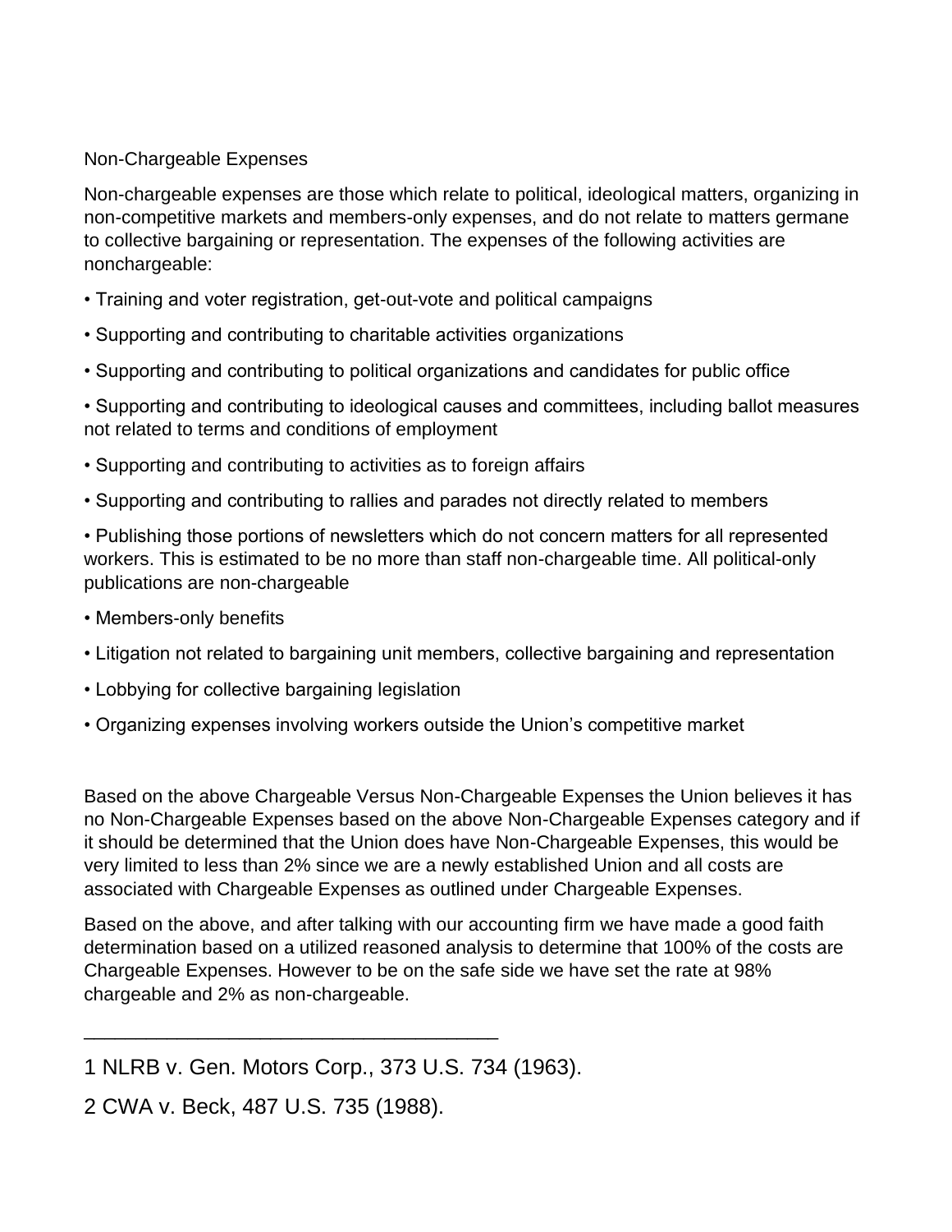## Non-Chargeable Expenses

Non-chargeable expenses are those which relate to political, ideological matters, organizing in non-competitive markets and members-only expenses, and do not relate to matters germane to collective bargaining or representation. The expenses of the following activities are nonchargeable:

- Training and voter registration, get-out-vote and political campaigns
- Supporting and contributing to charitable activities organizations
- Supporting and contributing to political organizations and candidates for public office
- Supporting and contributing to ideological causes and committees, including ballot measures not related to terms and conditions of employment
- Supporting and contributing to activities as to foreign affairs
- Supporting and contributing to rallies and parades not directly related to members
- Publishing those portions of newsletters which do not concern matters for all represented workers. This is estimated to be no more than staff non-chargeable time. All political-only publications are non-chargeable
- Members-only benefits
- Litigation not related to bargaining unit members, collective bargaining and representation
- Lobbying for collective bargaining legislation
- Organizing expenses involving workers outside the Union's competitive market

Based on the above Chargeable Versus Non-Chargeable Expenses the Union believes it has no Non-Chargeable Expenses based on the above Non-Chargeable Expenses category and if it should be determined that the Union does have Non-Chargeable Expenses, this would be very limited to less than 2% since we are a newly established Union and all costs are associated with Chargeable Expenses as outlined under Chargeable Expenses.

Based on the above, and after talking with our accounting firm we have made a good faith determination based on a utilized reasoned analysis to determine that 100% of the costs are Chargeable Expenses. However to be on the safe side we have set the rate at 98% chargeable and 2% as non-chargeable.

---

1 NLRB v. Gen. Motors Corp., 373 U.S. 734 (1963).

2 CWA v. Beck, 487 U.S. 735 (1988).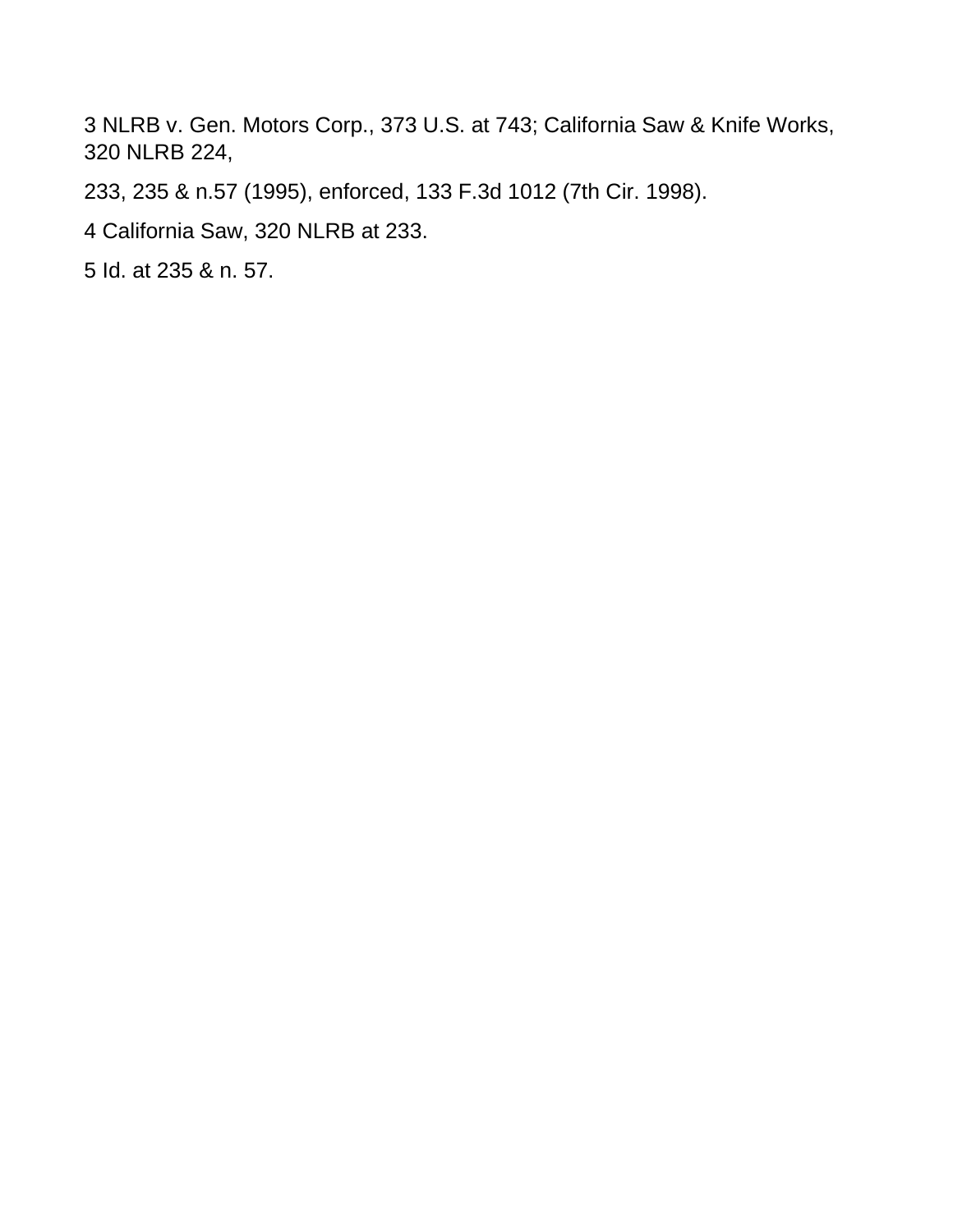3 NLRB v. Gen. Motors Corp., 373 U.S. at 743; California Saw & Knife Works, 320 NLRB 224, 233, 235 & n.57 (1995), enforced, 133 F.3d 1012 (7th Cir. 1998).

4 California Saw, 320 NLRB at 233.

5 Id. at 235 & n. 57.